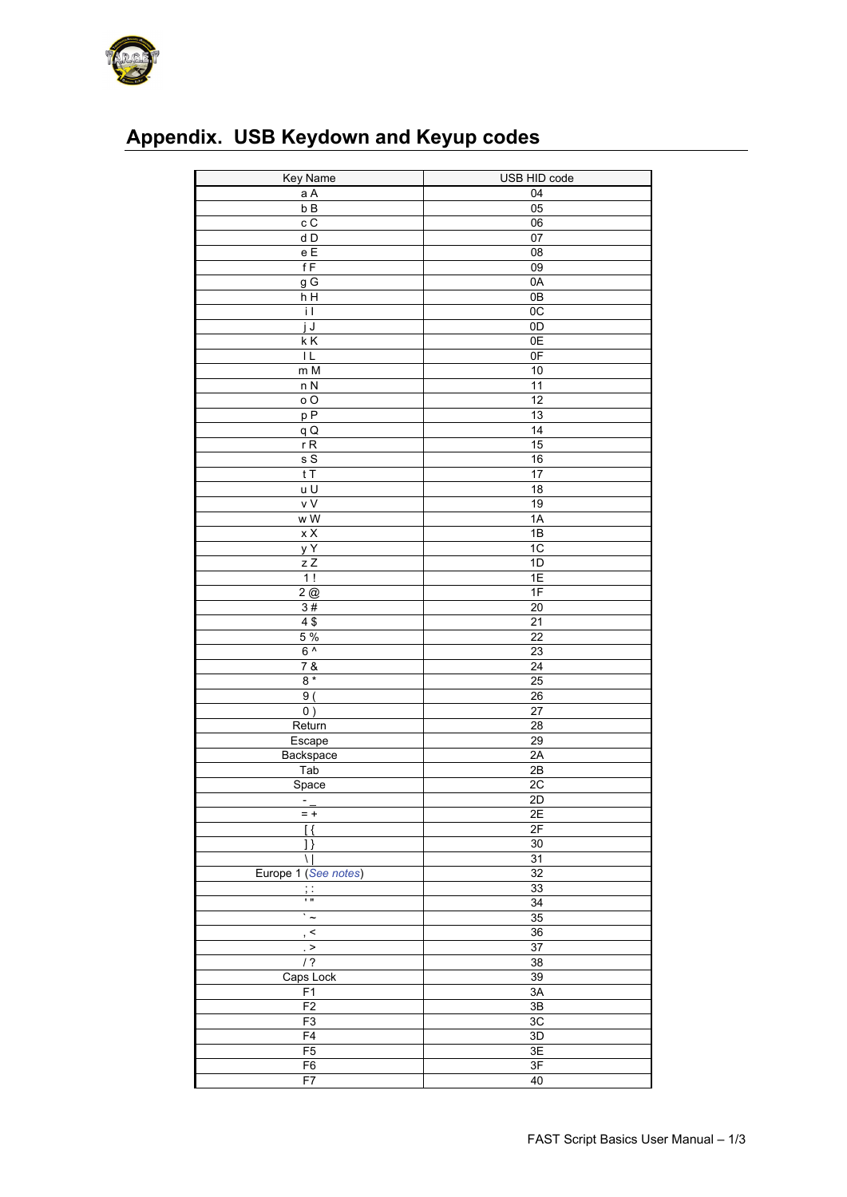## Appendix. USB Keydown and Keyup codes

| Key Name | USB HID code |
|---|---|
| a A | 04 |
| b B | 05 |
| c C | 06 |
| d D | 07 |
| e E | 08 |
| f F | 09 |
| g G | 0A |
| h H | 0B |
| i I | 0C |
| j J | 0D |
| k K | 0E |
| l L | 0F |
| m M | 10 |
| n N | 11 |
| o O | 12 |
| p P | 13 |
| q Q | 14 |
| r R | 15 |
| s S | 16 |
| t T | 17 |
| u U | 18 |
| v V | 19 |
| w W | 1A |
| x X | 1B |
| y Y | 1C |
| z Z | 1D |
| 1 ! | 1E |
| 2 @ | 1F |
| 3 # | 20 |
| 4 $ | 21 |
| 5 % | 22 |
| 6 ^ | 23 |
| 7 & | 24 |
| 8 * | 25 |
| 9 ( | 26 |
| 0 ) | 27 |
| Return | 28 |
| Escape | 29 |
| Backspace | 2A |
| Tab | 2B |
| Space | 2C |
| - _ | 2D |
| = + | 2E |
| [ { | 2F |
| ] } | 30 |
| \ \| | 31 |
| Europe 1 (*See notes*) | 32 |
| ; : | 33 |
| ' " | 34 |
| ` ~ | 35 |
| , < | 36 |
| . > | 37 |
| / ? | 38 |
| Caps Lock | 39 |
| F1 | 3A |
| F2 | 3B |
| F3 | 3C |
| F4 | 3D |
| F5 | 3E |
| F6 | 3F |
| F7 | 40 |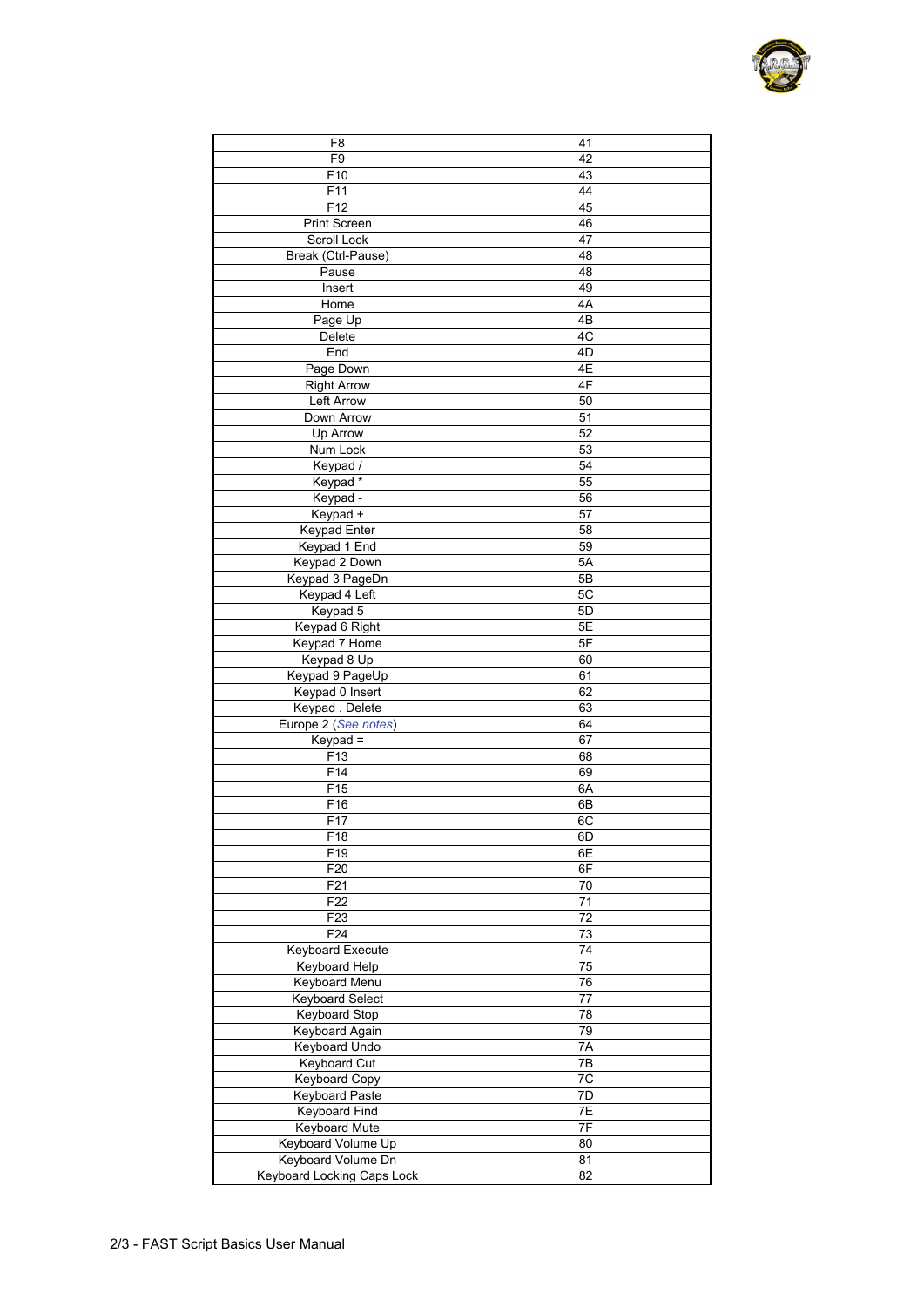| F8 | 41 |
|---|---|
| F9 | 42 |
| F10 | 43 |
| F11 | 44 |
| F12 | 45 |
| Print Screen | 46 |
| Scroll Lock | 47 |
| Break (Ctrl-Pause) | 48 |
| Pause | 48 |
| Insert | 49 |
| Home | 4A |
| Page Up | 4B |
| Delete | 4C |
| End | 4D |
| Page Down | 4E |
| Right Arrow | 4F |
| Left Arrow | 50 |
| Down Arrow | 51 |
| Up Arrow | 52 |
| Num Lock | 53 |
| Keypad / | 54 |
| Keypad * | 55 |
| Keypad - | 56 |
| Keypad + | 57 |
| Keypad Enter | 58 |
| Keypad 1 End | 59 |
| Keypad 2 Down | 5A |
| Keypad 3 PageDn | 5B |
| Keypad 4 Left | 5C |
| Keypad 5 | 5D |
| Keypad 6 Right | 5E |
| Keypad 7 Home | 5F |
| Keypad 8 Up | 60 |
| Keypad 9 PageUp | 61 |
| Keypad 0 Insert | 62 |
| Keypad . Delete | 63 |
| Europe 2 (*See notes*) | 64 |
| Keypad = | 67 |
| F13 | 68 |
| F14 | 69 |
| F15 | 6A |
| F16 | 6B |
| F17 | 6C |
| F18 | 6D |
| F19 | 6E |
| F20 | 6F |
| F21 | 70 |
| F22 | 71 |
| F23 | 72 |
| F24 | 73 |
| Keyboard Execute | 74 |
| Keyboard Help | 75 |
| Keyboard Menu | 76 |
| Keyboard Select | 77 |
| Keyboard Stop | 78 |
| Keyboard Again | 79 |
| Keyboard Undo | 7A |
| Keyboard Cut | 7B |
| Keyboard Copy | 7C |
| Keyboard Paste | 7D |
| Keyboard Find | 7E |
| Keyboard Mute | 7F |
| Keyboard Volume Up | 80 |
| Keyboard Volume Dn | 81 |
| Keyboard Locking Caps Lock | 82 |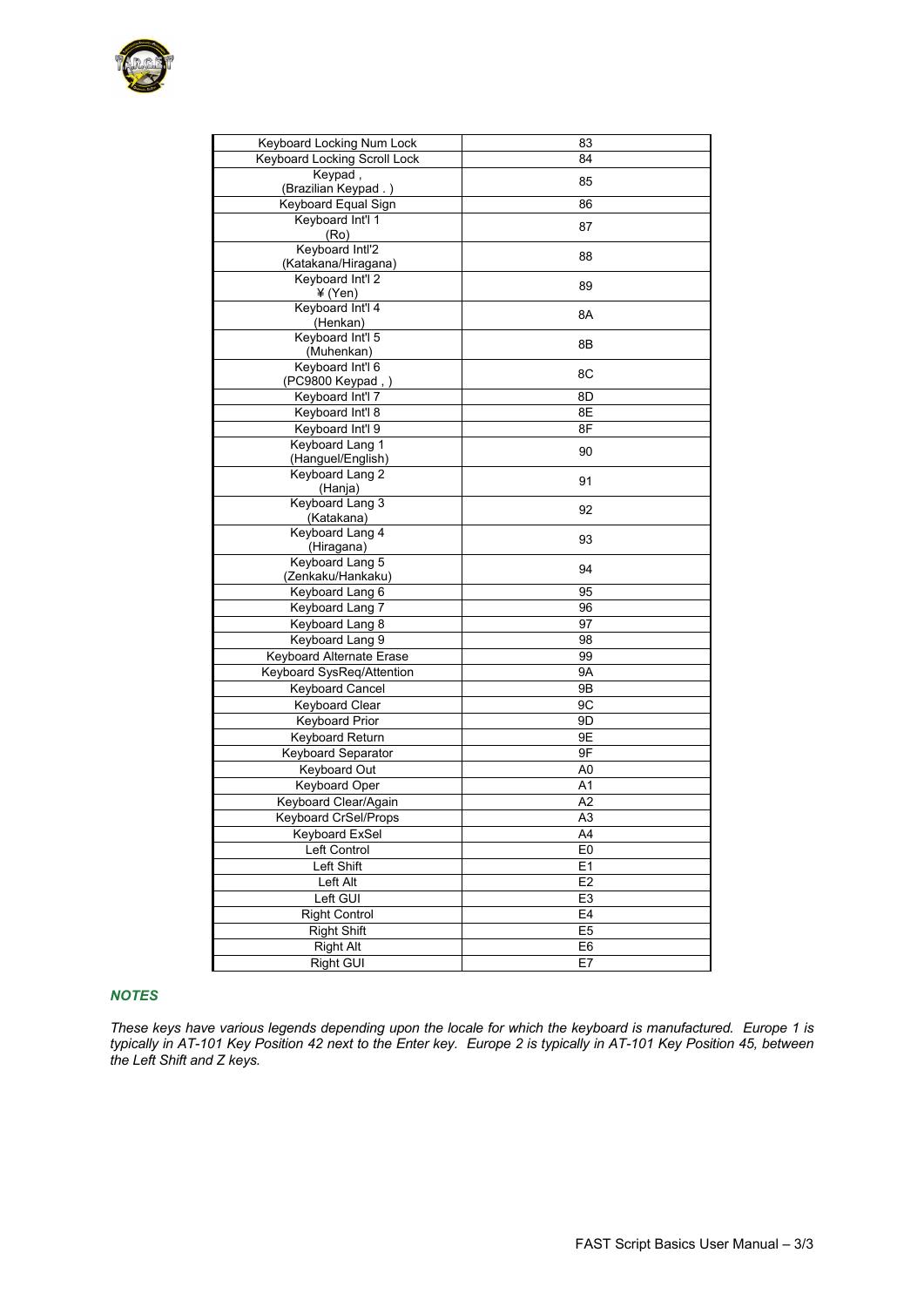| | |
|---|---|
| Keyboard Locking Num Lock | 83 |
| Keyboard Locking Scroll Lock | 84 |
| Keypad , (Brazilian Keypad . ) | 85 |
| Keyboard Equal Sign | 86 |
| Keyboard Int'l 1 (Ro) | 87 |
| Keyboard Intl'2 (Katakana/Hiragana) | 88 |
| Keyboard Int'l 2 ¥ (Yen) | 89 |
| Keyboard Int'l 4 (Henkan) | 8A |
| Keyboard Int'l 5 (Muhenkan) | 8B |
| Keyboard Int'l 6 (PC9800 Keypad , ) | 8C |
| Keyboard Int'l 7 | 8D |
| Keyboard Int'l 8 | 8E |
| Keyboard Int'l 9 | 8F |
| Keyboard Lang 1 (Hanguel/English) | 90 |
| Keyboard Lang 2 (Hanja) | 91 |
| Keyboard Lang 3 (Katakana) | 92 |
| Keyboard Lang 4 (Hiragana) | 93 |
| Keyboard Lang 5 (Zenkaku/Hankaku) | 94 |
| Keyboard Lang 6 | 95 |
| Keyboard Lang 7 | 96 |
| Keyboard Lang 8 | 97 |
| Keyboard Lang 9 | 98 |
| Keyboard Alternate Erase | 99 |
| Keyboard SysReq/Attention | 9A |
| Keyboard Cancel | 9B |
| Keyboard Clear | 9C |
| Keyboard Prior | 9D |
| Keyboard Return | 9E |
| Keyboard Separator | 9F |
| Keyboard Out | A0 |
| Keyboard Oper | A1 |
| Keyboard Clear/Again | A2 |
| Keyboard CrSel/Props | A3 |
| Keyboard ExSel | A4 |
| Left Control | E0 |
| Left Shift | E1 |
| Left Alt | E2 |
| Left GUI | E3 |
| Right Control | E4 |
| Right Shift | E5 |
| Right Alt | E6 |
| Right GUI | E7 |

### *NOTES*

*These keys have various legends depending upon the locale for which the keyboard is manufactured. Europe 1 is typically in AT-101 Key Position 42 next to the Enter key. Europe 2 is typically in AT-101 Key Position 45, between the Left Shift and Z keys.*